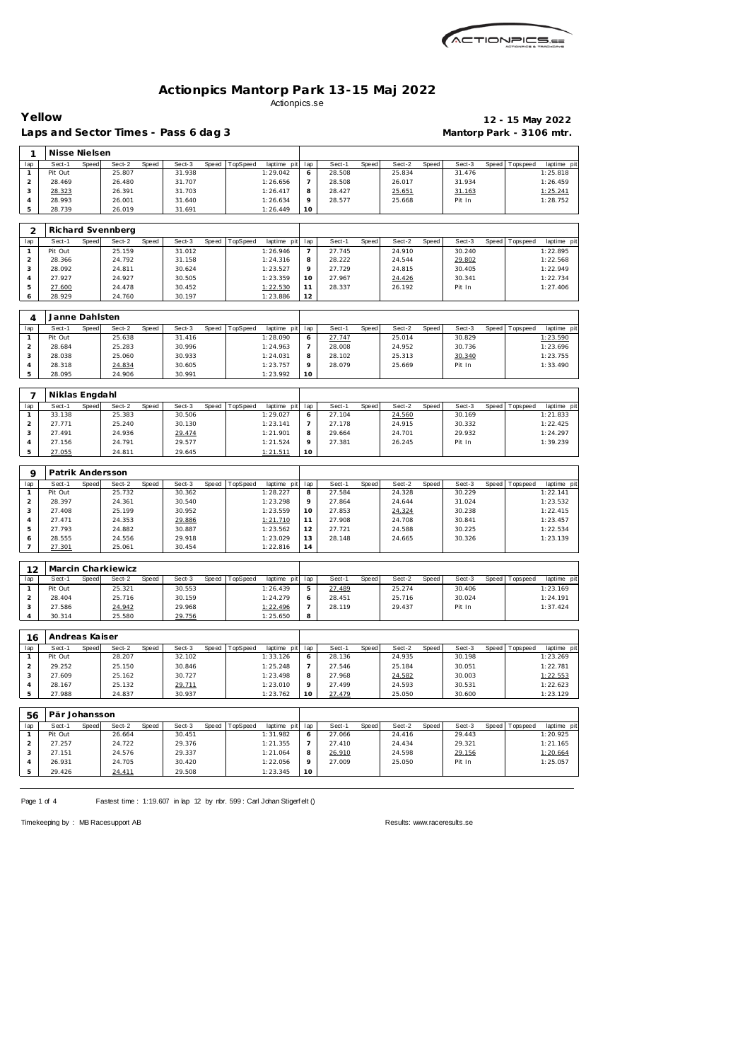# Actionpics Mantorp Park 13-15 Maj 2022

Actionpics.se

**Yellow** — **12 - 15 May 2022**

**Laps and Sector Times - Pass 6 dag 3** — **Mantorp Park - 3106 mtr.**

## 1 Nisse Nielsen

| lap | Sect-1 | Speed | Sect-2 | Speed | Sect-3 | Speed | TopSpeed | laptime pit | lap | Sect-1 | Speed | Sect-2 | Speed | Sect-3 | Speed | Topspeed | laptime pit |
|---|---|---|---|---|---|---|---|---|---|---|---|---|---|---|---|---|---|
| 1 | Pit Out | | 25.807 | | 31.938 | | | 1:29.042 | 6 | 28.508 | | 25.834 | | 31.476 | | | 1:25.818 |
| 2 | 28.469 | | 26.480 | | 31.707 | | | 1:26.656 | 7 | 28.508 | | 26.017 | | 31.934 | | | 1:26.459 |
| 3 | 28.323 | | 26.391 | | 31.703 | | | 1:26.417 | 8 | 28.427 | | 25.651 | | 31.163 | | | 1:25.241 |
| 4 | 28.993 | | 26.001 | | 31.640 | | | 1:26.634 | 9 | 28.577 | | 25.668 | | Pit In | | | 1:28.752 |
| 5 | 28.739 | | 26.019 | | 31.691 | | | 1:26.449 | 10 | | | | | | | | |

## 2 Richard Svennberg

| lap | Sect-1 | Speed | Sect-2 | Speed | Sect-3 | Speed | TopSpeed | laptime pit | lap | Sect-1 | Speed | Sect-2 | Speed | Sect-3 | Speed | Topspeed | laptime pit |
|---|---|---|---|---|---|---|---|---|---|---|---|---|---|---|---|---|---|
| 1 | Pit Out | | 25.159 | | 31.012 | | | 1:26.946 | 7 | 27.745 | | 24.910 | | 30.240 | | | 1:22.895 |
| 2 | 28.366 | | 24.792 | | 31.158 | | | 1:24.316 | 8 | 28.222 | | 24.544 | | 29.802 | | | 1:22.568 |
| 3 | 28.092 | | 24.811 | | 30.624 | | | 1:23.527 | 9 | 27.729 | | 24.815 | | 30.405 | | | 1:22.949 |
| 4 | 27.927 | | 24.927 | | 30.505 | | | 1:23.359 | 10 | 27.967 | | 24.426 | | 30.341 | | | 1:22.734 |
| 5 | 27.600 | | 24.478 | | 30.452 | | | 1:22.530 | 11 | 28.337 | | 26.192 | | Pit In | | | 1:27.406 |
| 6 | 28.929 | | 24.760 | | 30.197 | | | 1:23.886 | 12 | | | | | | | | |

## 4 Janne Dahlsten

| lap | Sect-1 | Speed | Sect-2 | Speed | Sect-3 | Speed | TopSpeed | laptime pit | lap | Sect-1 | Speed | Sect-2 | Speed | Sect-3 | Speed | Topspeed | laptime pit |
|---|---|---|---|---|---|---|---|---|---|---|---|---|---|---|---|---|---|
| 1 | Pit Out | | 25.638 | | 31.416 | | | 1:28.090 | 6 | 27.747 | | 25.014 | | 30.829 | | | 1:23.590 |
| 2 | 28.684 | | 25.283 | | 30.996 | | | 1:24.963 | 7 | 28.008 | | 24.952 | | 30.736 | | | 1:23.696 |
| 3 | 28.038 | | 25.060 | | 30.933 | | | 1:24.031 | 8 | 28.102 | | 25.313 | | 30.340 | | | 1:23.755 |
| 4 | 28.318 | | 24.834 | | 30.605 | | | 1:23.757 | 9 | 28.079 | | 25.669 | | Pit In | | | 1:33.490 |
| 5 | 28.095 | | 24.906 | | 30.991 | | | 1:23.992 | 10 | | | | | | | | |

## 7 Niklas Engdahl

| lap | Sect-1 | Speed | Sect-2 | Speed | Sect-3 | Speed | TopSpeed | laptime pit | lap | Sect-1 | Speed | Sect-2 | Speed | Sect-3 | Speed | Topspeed | laptime pit |
|---|---|---|---|---|---|---|---|---|---|---|---|---|---|---|---|---|---|
| 1 | 33.138 | | 25.383 | | 30.506 | | | 1:29.027 | 6 | 27.104 | | 24.560 | | 30.169 | | | 1:21.833 |
| 2 | 27.771 | | 25.240 | | 30.130 | | | 1:23.141 | 7 | 27.178 | | 24.915 | | 30.332 | | | 1:22.425 |
| 3 | 27.491 | | 24.936 | | 29.474 | | | 1:21.901 | 8 | 29.664 | | 24.701 | | 29.932 | | | 1:24.297 |
| 4 | 27.156 | | 24.791 | | 29.577 | | | 1:21.524 | 9 | 27.381 | | 26.245 | | Pit In | | | 1:39.239 |
| 5 | 27.055 | | 24.811 | | 29.645 | | | 1:21.511 | 10 | | | | | | | | |

## 9 Patrik Andersson

| lap | Sect-1 | Speed | Sect-2 | Speed | Sect-3 | Speed | TopSpeed | laptime pit | lap | Sect-1 | Speed | Sect-2 | Speed | Sect-3 | Speed | Topspeed | laptime pit |
|---|---|---|---|---|---|---|---|---|---|---|---|---|---|---|---|---|---|
| 1 | Pit Out | | 25.732 | | 30.362 | | | 1:28.227 | 8 | 27.584 | | 24.328 | | 30.229 | | | 1:22.141 |
| 2 | 28.397 | | 24.361 | | 30.540 | | | 1:23.298 | 9 | 27.864 | | 24.644 | | 31.024 | | | 1:23.532 |
| 3 | 27.408 | | 25.199 | | 30.952 | | | 1:23.559 | 10 | 27.853 | | 24.324 | | 30.238 | | | 1:22.415 |
| 4 | 27.471 | | 24.353 | | 29.886 | | | 1:21.710 | 11 | 27.908 | | 24.708 | | 30.841 | | | 1:23.457 |
| 5 | 27.793 | | 24.882 | | 30.887 | | | 1:23.562 | 12 | 27.721 | | 24.588 | | 30.225 | | | 1:22.534 |
| 6 | 28.555 | | 24.556 | | 29.918 | | | 1:23.029 | 13 | 28.148 | | 24.665 | | 30.326 | | | 1:23.139 |
| 7 | 27.301 | | 25.061 | | 30.454 | | | 1:22.816 | 14 | | | | | | | | |

## 12 Marcin Charkiewicz

| lap | Sect-1 | Speed | Sect-2 | Speed | Sect-3 | Speed | TopSpeed | laptime pit | lap | Sect-1 | Speed | Sect-2 | Speed | Sect-3 | Speed | Topspeed | laptime pit |
|---|---|---|---|---|---|---|---|---|---|---|---|---|---|---|---|---|---|
| 1 | Pit Out | | 25.321 | | 30.553 | | | 1:26.439 | 5 | 27.489 | | 25.274 | | 30.406 | | | 1:23.169 |
| 2 | 28.404 | | 25.716 | | 30.159 | | | 1:24.279 | 6 | 28.451 | | 25.716 | | 30.024 | | | 1:24.191 |
| 3 | 27.586 | | 24.942 | | 29.968 | | | 1:22.496 | 7 | 28.119 | | 29.437 | | Pit In | | | 1:37.424 |
| 4 | 30.314 | | 25.580 | | 29.756 | | | 1:25.650 | 8 | | | | | | | | |

## 16 Andreas Kaiser

| lap | Sect-1 | Speed | Sect-2 | Speed | Sect-3 | Speed | TopSpeed | laptime pit | lap | Sect-1 | Speed | Sect-2 | Speed | Sect-3 | Speed | Topspeed | laptime pit |
|---|---|---|---|---|---|---|---|---|---|---|---|---|---|---|---|---|---|
| 1 | Pit Out | | 28.207 | | 32.102 | | | 1:33.126 | 6 | 28.136 | | 24.935 | | 30.198 | | | 1:23.269 |
| 2 | 29.252 | | 25.150 | | 30.846 | | | 1:25.248 | 7 | 27.546 | | 25.184 | | 30.051 | | | 1:22.781 |
| 3 | 27.609 | | 25.162 | | 30.727 | | | 1:23.498 | 8 | 27.968 | | 24.582 | | 30.003 | | | 1:22.553 |
| 4 | 28.167 | | 25.132 | | 29.711 | | | 1:23.010 | 9 | 27.499 | | 24.593 | | 30.531 | | | 1:22.623 |
| 5 | 27.988 | | 24.837 | | 30.937 | | | 1:23.762 | 10 | 27.479 | | 25.050 | | 30.600 | | | 1:23.129 |

## 56 Pär Johansson

| lap | Sect-1 | Speed | Sect-2 | Speed | Sect-3 | Speed | TopSpeed | laptime pit | lap | Sect-1 | Speed | Sect-2 | Speed | Sect-3 | Speed | Topspeed | laptime pit |
|---|---|---|---|---|---|---|---|---|---|---|---|---|---|---|---|---|---|
| 1 | Pit Out | | 26.664 | | 30.451 | | | 1:31.982 | 6 | 27.066 | | 24.416 | | 29.443 | | | 1:20.925 |
| 2 | 27.257 | | 24.722 | | 29.376 | | | 1:21.355 | 7 | 27.410 | | 24.434 | | 29.321 | | | 1:21.165 |
| 3 | 27.151 | | 24.576 | | 29.337 | | | 1:21.064 | 8 | 26.910 | | 24.598 | | 29.156 | | | 1:20.664 |
| 4 | 26.931 | | 24.705 | | 30.420 | | | 1:22.056 | 9 | 27.009 | | 25.050 | | Pit In | | | 1:25.057 |
| 5 | 29.426 | | 24.411 | | 29.508 | | | 1:23.345 | 10 | | | | | | | | |

Fastest time : 1:19.607 in lap 12 by nbr. 599 : Carl Johan Stigerfelt ()

Timekeeping by : MB Racesupport AB

Results: www.raceresults.se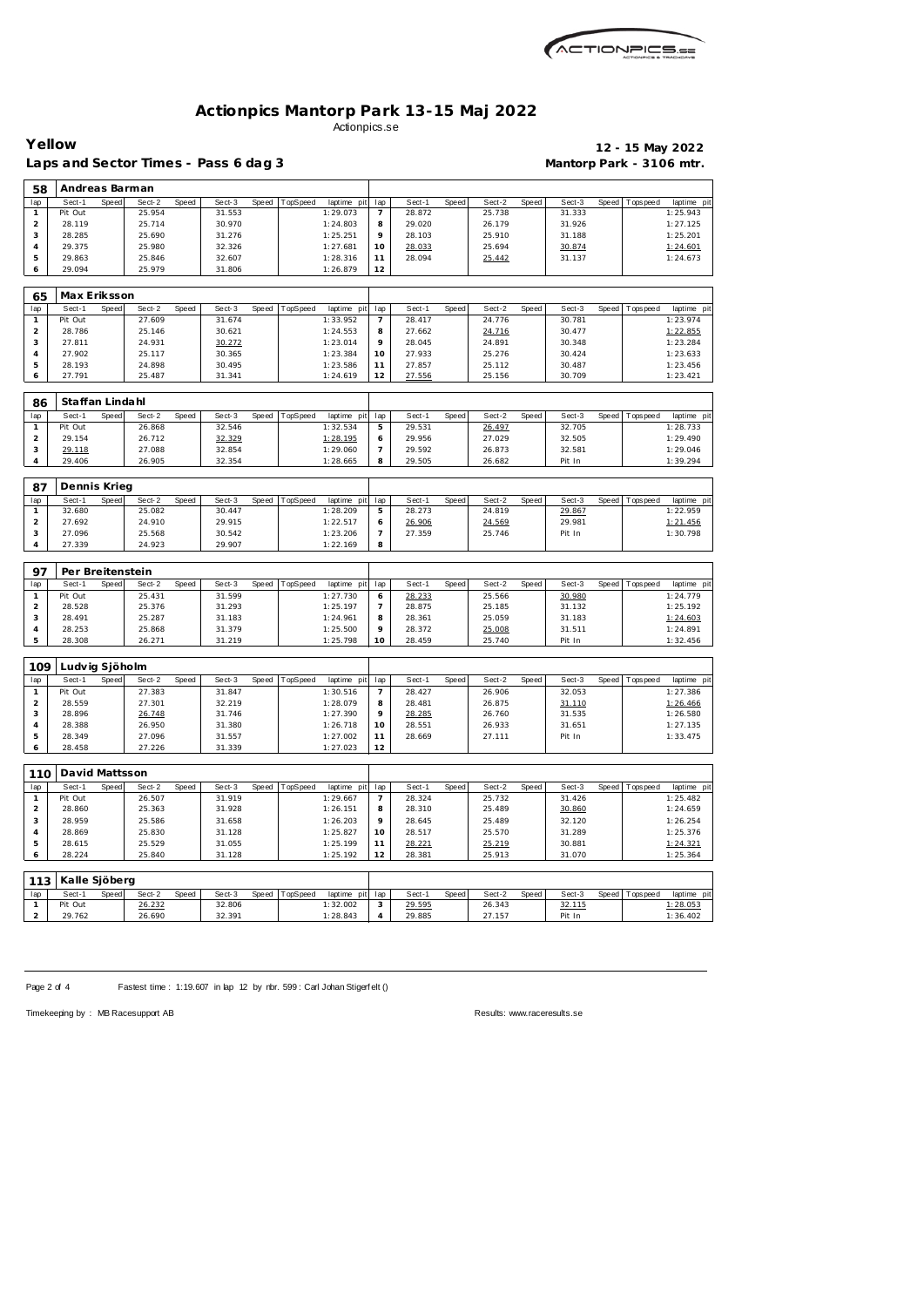# Actionpics Mantorp Park 13-15 Maj 2022

Actionpics.se

**Yellow** — **12 - 15 May 2022**

**Laps and Sector Times - Pass 6 dag 3** — **Mantorp Park - 3106 mtr.**

## 58 Andreas Barman

| lap | Sect-1 | Speed | Sect-2 | Speed | Sect-3 | Speed | TopSpeed | laptime pit | lap | Sect-1 | Speed | Sect-2 | Speed | Sect-3 | Speed | Topspeed | laptime pit |
|---|---|---|---|---|---|---|---|---|---|---|---|---|---|---|---|---|---|
| 1 | Pit Out | | 25.954 | | 31.553 | | | 1:29.073 | 7 | 28.872 | | 25.738 | | 31.333 | | | 1:25.943 |
| 2 | 28.119 | | 25.714 | | 30.970 | | | 1:24.803 | 8 | 29.020 | | 26.179 | | 31.926 | | | 1:27.125 |
| 3 | 28.285 | | 25.690 | | 31.276 | | | 1:25.251 | 9 | 28.103 | | 25.910 | | 31.188 | | | 1:25.201 |
| 4 | 29.375 | | 25.980 | | 32.326 | | | 1:27.681 | 10 | 28.033 | | 25.694 | | 30.874 | | | 1:24.601 |
| 5 | 29.863 | | 25.846 | | 32.607 | | | 1:28.316 | 11 | 28.094 | | 25.442 | | 31.137 | | | 1:24.673 |
| 6 | 29.094 | | 25.979 | | 31.806 | | | 1:26.879 | 12 | | | | | | | | |

## 65 Max Eriksson

| lap | Sect-1 | Speed | Sect-2 | Speed | Sect-3 | Speed | TopSpeed | laptime pit | lap | Sect-1 | Speed | Sect-2 | Speed | Sect-3 | Speed | Topspeed | laptime pit |
|---|---|---|---|---|---|---|---|---|---|---|---|---|---|---|---|---|---|
| 1 | Pit Out | | 27.609 | | 31.674 | | | 1:33.952 | 7 | 28.417 | | 24.776 | | 30.781 | | | 1:23.974 |
| 2 | 28.786 | | 25.146 | | 30.621 | | | 1:24.553 | 8 | 27.662 | | 24.716 | | 30.477 | | | 1:22.855 |
| 3 | 27.811 | | 24.931 | | 30.272 | | | 1:23.014 | 9 | 28.045 | | 24.891 | | 30.348 | | | 1:23.284 |
| 4 | 27.902 | | 25.117 | | 30.365 | | | 1:23.384 | 10 | 27.933 | | 25.276 | | 30.424 | | | 1:23.633 |
| 5 | 28.193 | | 24.898 | | 30.495 | | | 1:23.586 | 11 | 27.857 | | 25.112 | | 30.487 | | | 1:23.456 |
| 6 | 27.791 | | 25.487 | | 31.341 | | | 1:24.619 | 12 | 27.556 | | 25.156 | | 30.709 | | | 1:23.421 |

## 86 Staffan Lindahl

| lap | Sect-1 | Speed | Sect-2 | Speed | Sect-3 | Speed | TopSpeed | laptime pit | lap | Sect-1 | Speed | Sect-2 | Speed | Sect-3 | Speed | Topspeed | laptime pit |
|---|---|---|---|---|---|---|---|---|---|---|---|---|---|---|---|---|---|
| 1 | Pit Out | | 26.868 | | 32.546 | | | 1:32.534 | 5 | 29.531 | | 26.497 | | 32.705 | | | 1:28.733 |
| 2 | 29.154 | | 26.712 | | 32.329 | | | 1:28.195 | 6 | 29.956 | | 27.029 | | 32.505 | | | 1:29.490 |
| 3 | 29.118 | | 27.088 | | 32.854 | | | 1:29.060 | 7 | 29.592 | | 26.873 | | 32.581 | | | 1:29.046 |
| 4 | 29.406 | | 26.905 | | 32.354 | | | 1:28.665 | 8 | 29.505 | | 26.682 | | Pit In | | | 1:39.294 |

## 87 Dennis Krieg

| lap | Sect-1 | Speed | Sect-2 | Speed | Sect-3 | Speed | TopSpeed | laptime pit | lap | Sect-1 | Speed | Sect-2 | Speed | Sect-3 | Speed | Topspeed | laptime pit |
|---|---|---|---|---|---|---|---|---|---|---|---|---|---|---|---|---|---|
| 1 | 32.680 | | 25.082 | | 30.447 | | | 1:28.209 | 5 | 28.273 | | 24.819 | | 29.867 | | | 1:22.959 |
| 2 | 27.692 | | 24.910 | | 29.915 | | | 1:22.517 | 6 | 26.906 | | 24.569 | | 29.981 | | | 1:21.456 |
| 3 | 27.096 | | 25.568 | | 30.542 | | | 1:23.206 | 7 | 27.359 | | 25.746 | | Pit In | | | 1:30.798 |
| 4 | 27.339 | | 24.923 | | 29.907 | | | 1:22.169 | 8 | | | | | | | | |

## 97 Per Breitenstein

| lap | Sect-1 | Speed | Sect-2 | Speed | Sect-3 | Speed | TopSpeed | laptime pit | lap | Sect-1 | Speed | Sect-2 | Speed | Sect-3 | Speed | Topspeed | laptime pit |
|---|---|---|---|---|---|---|---|---|---|---|---|---|---|---|---|---|---|
| 1 | Pit Out | | 25.431 | | 31.599 | | | 1:27.730 | 6 | 28.233 | | 25.566 | | 30.980 | | | 1:24.779 |
| 2 | 28.528 | | 25.376 | | 31.293 | | | 1:25.197 | 7 | 28.875 | | 25.185 | | 31.132 | | | 1:25.192 |
| 3 | 28.491 | | 25.287 | | 31.183 | | | 1:24.961 | 8 | 28.361 | | 25.059 | | 31.183 | | | 1:24.603 |
| 4 | 28.253 | | 25.868 | | 31.379 | | | 1:25.500 | 9 | 28.372 | | 25.008 | | 31.511 | | | 1:24.891 |
| 5 | 28.308 | | 26.271 | | 31.219 | | | 1:25.798 | 10 | 28.459 | | 25.740 | | Pit In | | | 1:32.456 |

## 109 Ludvig Sjöholm

| lap | Sect-1 | Speed | Sect-2 | Speed | Sect-3 | Speed | TopSpeed | laptime pit | lap | Sect-1 | Speed | Sect-2 | Speed | Sect-3 | Speed | Topspeed | laptime pit |
|---|---|---|---|---|---|---|---|---|---|---|---|---|---|---|---|---|---|
| 1 | Pit Out | | 27.383 | | 31.847 | | | 1:30.516 | 7 | 28.427 | | 26.906 | | 32.053 | | | 1:27.386 |
| 2 | 28.559 | | 27.301 | | 32.219 | | | 1:28.079 | 8 | 28.481 | | 26.875 | | 31.110 | | | 1:26.466 |
| 3 | 28.896 | | 26.748 | | 31.746 | | | 1:27.390 | 9 | 28.285 | | 26.760 | | 31.535 | | | 1:26.580 |
| 4 | 28.388 | | 26.950 | | 31.380 | | | 1:26.718 | 10 | 28.551 | | 26.933 | | 31.651 | | | 1:27.135 |
| 5 | 28.349 | | 27.096 | | 31.557 | | | 1:27.002 | 11 | 28.669 | | 27.111 | | Pit In | | | 1:33.475 |
| 6 | 28.458 | | 27.226 | | 31.339 | | | 1:27.023 | 12 | | | | | | | | |

## 110 David Mattsson

| lap | Sect-1 | Speed | Sect-2 | Speed | Sect-3 | Speed | TopSpeed | laptime pit | lap | Sect-1 | Speed | Sect-2 | Speed | Sect-3 | Speed | Topspeed | laptime pit |
|---|---|---|---|---|---|---|---|---|---|---|---|---|---|---|---|---|---|
| 1 | Pit Out | | 26.507 | | 31.919 | | | 1:29.667 | 7 | 28.324 | | 25.732 | | 31.426 | | | 1:25.482 |
| 2 | 28.860 | | 25.363 | | 31.928 | | | 1:26.151 | 8 | 28.310 | | 25.489 | | 30.860 | | | 1:24.659 |
| 3 | 28.959 | | 25.586 | | 31.658 | | | 1:26.203 | 9 | 28.645 | | 25.489 | | 32.120 | | | 1:26.254 |
| 4 | 28.869 | | 25.830 | | 31.128 | | | 1:25.827 | 10 | 28.517 | | 25.570 | | 31.289 | | | 1:25.376 |
| 5 | 28.615 | | 25.529 | | 31.055 | | | 1:25.199 | 11 | 28.221 | | 25.219 | | 30.881 | | | 1:24.321 |
| 6 | 28.224 | | 25.840 | | 31.128 | | | 1:25.192 | 12 | 28.381 | | 25.913 | | 31.070 | | | 1:25.364 |

## 113 Kalle Sjöberg

| lap | Sect-1 | Speed | Sect-2 | Speed | Sect-3 | Speed | TopSpeed | laptime pit | lap | Sect-1 | Speed | Sect-2 | Speed | Sect-3 | Speed | Topspeed | laptime pit |
|---|---|---|---|---|---|---|---|---|---|---|---|---|---|---|---|---|---|
| 1 | Pit Out | | 26.232 | | 32.806 | | | 1:32.002 | 3 | 29.595 | | 26.343 | | 32.115 | | | 1:28.053 |
| 2 | 29.762 | | 26.690 | | 32.391 | | | 1:28.843 | 4 | 29.885 | | 27.157 | | Pit In | | | 1:36.402 |

Fastest time : 1:19.607 in lap 12 by nbr. 599 : Carl Johan Stigerfelt ()

Timekeeping by : MB Racesupport AB — Results: www.raceresults.se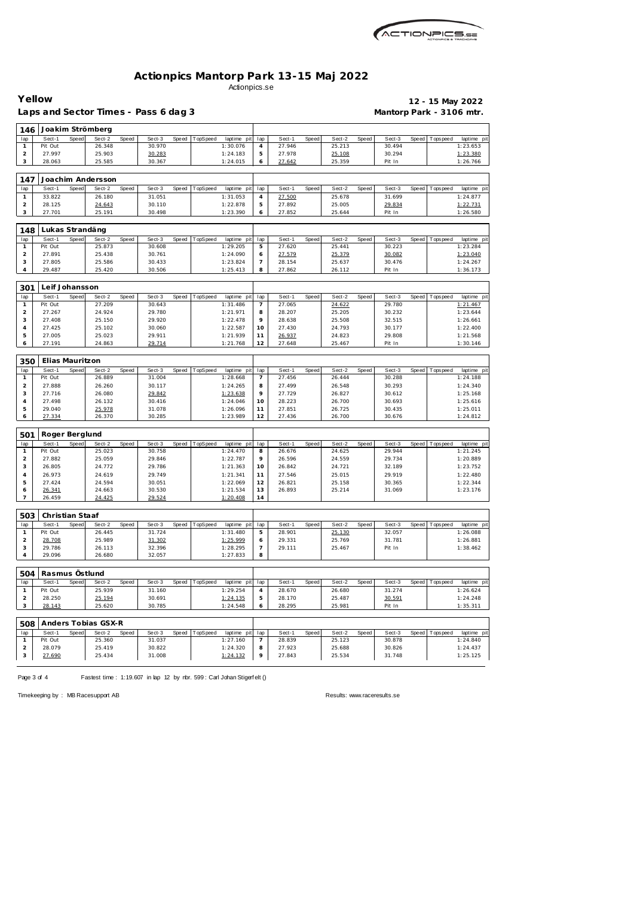# Actionpics Mantorp Park 13-15 Maj 2022

Actionpics.se

**Yellow** — **12 - 15 May 2022**

**Laps and Sector Times - Pass 6 dag 3** — **Mantorp Park - 3106 mtr.**

### 146 Joakim Strömberg

| lap | Sect-1 | Speed | Sect-2 | Speed | Sect-3 | Speed | TopSpeed | laptime pit | lap | Sect-1 | Speed | Sect-2 | Speed | Sect-3 | Speed | Topspeed | laptime pit |
|---|---|---|---|---|---|---|---|---|---|---|---|---|---|---|---|---|---|
| 1 | Pit Out | | 26.348 | | 30.970 | | | 1:30.076 | 4 | 27.946 | | 25.213 | | 30.494 | | | 1:23.653 |
| 2 | 27.997 | | 25.903 | | 30.283 | | | 1:24.183 | 5 | 27.978 | | 25.108 | | 30.294 | | | 1:23.380 |
| 3 | 28.063 | | 25.585 | | 30.367 | | | 1:24.015 | 6 | 27.642 | | 25.359 | | Pit In | | | 1:26.766 |

### 147 Joachim Andersson

| lap | Sect-1 | Speed | Sect-2 | Speed | Sect-3 | Speed | TopSpeed | laptime pit | lap | Sect-1 | Speed | Sect-2 | Speed | Sect-3 | Speed | Topspeed | laptime pit |
|---|---|---|---|---|---|---|---|---|---|---|---|---|---|---|---|---|---|
| 1 | 33.822 | | 26.180 | | 31.051 | | | 1:31.053 | 4 | 27.500 | | 25.678 | | 31.699 | | | 1:24.877 |
| 2 | 28.125 | | 24.643 | | 30.110 | | | 1:22.878 | 5 | 27.892 | | 25.005 | | 29.834 | | | 1:22.731 |
| 3 | 27.701 | | 25.191 | | 30.498 | | | 1:23.390 | 6 | 27.852 | | 25.644 | | Pit In | | | 1:26.580 |

### 148 Lukas Strandäng

| lap | Sect-1 | Speed | Sect-2 | Speed | Sect-3 | Speed | TopSpeed | laptime pit | lap | Sect-1 | Speed | Sect-2 | Speed | Sect-3 | Speed | Topspeed | laptime pit |
|---|---|---|---|---|---|---|---|---|---|---|---|---|---|---|---|---|---|
| 1 | Pit Out | | 25.873 | | 30.608 | | | 1:29.205 | 5 | 27.620 | | 25.441 | | 30.223 | | | 1:23.284 |
| 2 | 27.891 | | 25.438 | | 30.761 | | | 1:24.090 | 6 | 27.579 | | 25.379 | | 30.082 | | | 1:23.040 |
| 3 | 27.805 | | 25.586 | | 30.433 | | | 1:23.824 | 7 | 28.154 | | 25.637 | | 30.476 | | | 1:24.267 |
| 4 | 29.487 | | 25.420 | | 30.506 | | | 1:25.413 | 8 | 27.862 | | 26.112 | | Pit In | | | 1:36.173 |

### 301 Leif Johansson

| lap | Sect-1 | Speed | Sect-2 | Speed | Sect-3 | Speed | TopSpeed | laptime pit | lap | Sect-1 | Speed | Sect-2 | Speed | Sect-3 | Speed | Topspeed | laptime pit |
|---|---|---|---|---|---|---|---|---|---|---|---|---|---|---|---|---|---|
| 1 | Pit Out | | 27.209 | | 30.643 | | | 1:31.486 | 7 | 27.065 | | 24.622 | | 29.780 | | | 1:21.467 |
| 2 | 27.267 | | 24.924 | | 29.780 | | | 1:21.971 | 8 | 28.207 | | 25.205 | | 30.232 | | | 1:23.644 |
| 3 | 27.408 | | 25.150 | | 29.920 | | | 1:22.478 | 9 | 28.638 | | 25.508 | | 32.515 | | | 1:26.661 |
| 4 | 27.425 | | 25.102 | | 30.060 | | | 1:22.587 | 10 | 27.430 | | 24.793 | | 30.177 | | | 1:22.400 |
| 5 | 27.005 | | 25.023 | | 29.911 | | | 1:21.939 | 11 | 26.937 | | 24.823 | | 29.808 | | | 1:21.568 |
| 6 | 27.191 | | 24.863 | | 29.714 | | | 1:21.768 | 12 | 27.648 | | 25.467 | | Pit In | | | 1:30.146 |

### 350 Elias Mauritzon

| lap | Sect-1 | Speed | Sect-2 | Speed | Sect-3 | Speed | TopSpeed | laptime pit | lap | Sect-1 | Speed | Sect-2 | Speed | Sect-3 | Speed | Topspeed | laptime pit |
|---|---|---|---|---|---|---|---|---|---|---|---|---|---|---|---|---|---|
| 1 | Pit Out | | 26.889 | | 31.004 | | | 1:28.668 | 7 | 27.456 | | 26.444 | | 30.288 | | | 1:24.188 |
| 2 | 27.888 | | 26.260 | | 30.117 | | | 1:24.265 | 8 | 27.499 | | 26.548 | | 30.293 | | | 1:24.340 |
| 3 | 27.716 | | 26.080 | | 29.842 | | | 1:23.638 | 9 | 27.729 | | 26.827 | | 30.612 | | | 1:25.168 |
| 4 | 27.498 | | 26.132 | | 30.416 | | | 1:24.046 | 10 | 28.223 | | 26.700 | | 30.693 | | | 1:25.616 |
| 5 | 29.040 | | 25.978 | | 31.078 | | | 1:26.096 | 11 | 27.851 | | 26.725 | | 30.435 | | | 1:25.011 |
| 6 | 27.334 | | 26.370 | | 30.285 | | | 1:23.989 | 12 | 27.436 | | 26.700 | | 30.676 | | | 1:24.812 |

### 501 Roger Berglund

| lap | Sect-1 | Speed | Sect-2 | Speed | Sect-3 | Speed | TopSpeed | laptime pit | lap | Sect-1 | Speed | Sect-2 | Speed | Sect-3 | Speed | Topspeed | laptime pit |
|---|---|---|---|---|---|---|---|---|---|---|---|---|---|---|---|---|---|
| 1 | Pit Out | | 25.023 | | 30.758 | | | 1:24.470 | 8 | 26.676 | | 24.625 | | 29.944 | | | 1:21.245 |
| 2 | 27.882 | | 25.059 | | 29.846 | | | 1:22.787 | 9 | 26.596 | | 24.559 | | 29.734 | | | 1:20.889 |
| 3 | 26.805 | | 24.772 | | 29.786 | | | 1:21.363 | 10 | 26.842 | | 24.721 | | 32.189 | | | 1:23.752 |
| 4 | 26.973 | | 24.619 | | 29.749 | | | 1:21.341 | 11 | 27.546 | | 25.015 | | 29.919 | | | 1:22.480 |
| 5 | 27.424 | | 24.594 | | 30.051 | | | 1:22.069 | 12 | 26.821 | | 25.158 | | 30.365 | | | 1:22.344 |
| 6 | 26.341 | | 24.663 | | 30.530 | | | 1:21.534 | 13 | 26.893 | | 25.214 | | 31.069 | | | 1:23.176 |
| 7 | 26.459 | | 24.425 | | 29.524 | | | 1:20.408 | 14 | | | | | | | | |

### 503 Christian Staaf

| lap | Sect-1 | Speed | Sect-2 | Speed | Sect-3 | Speed | TopSpeed | laptime pit | lap | Sect-1 | Speed | Sect-2 | Speed | Sect-3 | Speed | Topspeed | laptime pit |
|---|---|---|---|---|---|---|---|---|---|---|---|---|---|---|---|---|---|
| 1 | Pit Out | | 26.445 | | 31.724 | | | 1:31.480 | 5 | 28.901 | | 25.130 | | 32.057 | | | 1:26.088 |
| 2 | 28.708 | | 25.989 | | 31.302 | | | 1:25.999 | 6 | 29.331 | | 25.769 | | 31.781 | | | 1:26.881 |
| 3 | 29.786 | | 26.113 | | 32.396 | | | 1:28.295 | 7 | 29.111 | | 25.467 | | Pit In | | | 1:38.462 |
| 4 | 29.096 | | 26.680 | | 32.057 | | | 1:27.833 | 8 | | | | | | | | |

### 504 Rasmus Östlund

| lap | Sect-1 | Speed | Sect-2 | Speed | Sect-3 | Speed | TopSpeed | laptime pit | lap | Sect-1 | Speed | Sect-2 | Speed | Sect-3 | Speed | Topspeed | laptime pit |
|---|---|---|---|---|---|---|---|---|---|---|---|---|---|---|---|---|---|
| 1 | Pit Out | | 25.939 | | 31.160 | | | 1:29.254 | 4 | 28.670 | | 26.680 | | 31.274 | | | 1:26.624 |
| 2 | 28.250 | | 25.194 | | 30.691 | | | 1:24.135 | 5 | 28.170 | | 25.487 | | 30.591 | | | 1:24.248 |
| 3 | 28.143 | | 25.620 | | 30.785 | | | 1:24.548 | 6 | 28.295 | | 25.981 | | Pit In | | | 1:35.311 |

### 508 Anders Tobias GSX-R

| lap | Sect-1 | Speed | Sect-2 | Speed | Sect-3 | Speed | TopSpeed | laptime pit | lap | Sect-1 | Speed | Sect-2 | Speed | Sect-3 | Speed | Topspeed | laptime pit |
|---|---|---|---|---|---|---|---|---|---|---|---|---|---|---|---|---|---|
| 1 | Pit Out | | 25.360 | | 31.037 | | | 1:27.160 | 7 | 28.839 | | 25.123 | | 30.878 | | | 1:24.840 |
| 2 | 28.079 | | 25.419 | | 30.822 | | | 1:24.320 | 8 | 27.923 | | 25.688 | | 30.826 | | | 1:24.437 |
| 3 | 27.690 | | 25.434 | | 31.008 | | | 1:24.132 | 9 | 27.843 | | 25.534 | | 31.748 | | | 1:25.125 |

Fastest time : 1:19.607 in lap 12 by nbr. 599 : Carl Johan Stigerfelt ()

Timekeeping by : MB Racesupport AB — Results: www.raceresults.se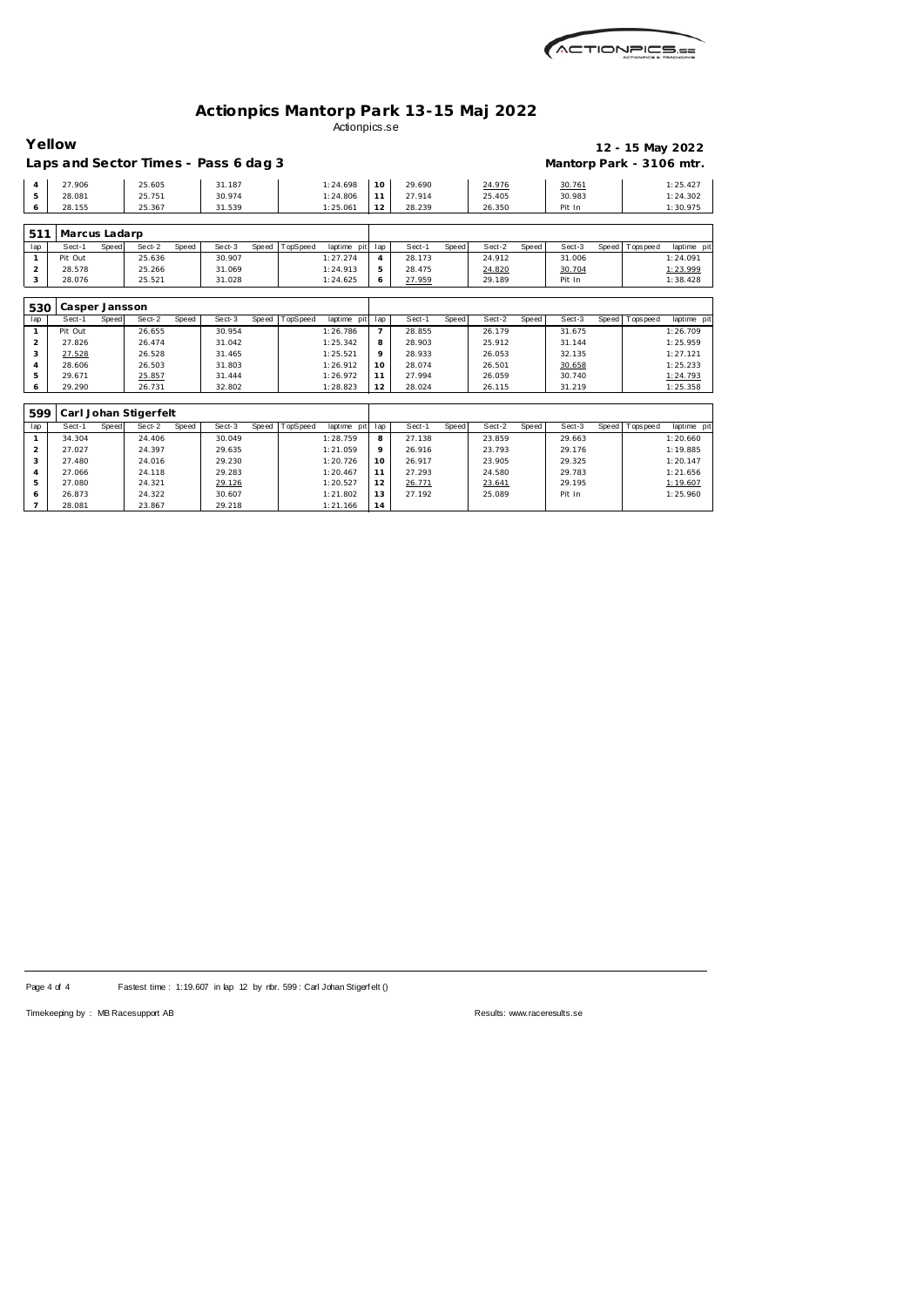# Actionpics Mantorp Park 13-15 Maj 2022

Actionpics.se

**Yellow** — **12 - 15 May 2022**

**Laps and Sector Times - Pass 6 dag 3** — **Mantorp Park - 3106 mtr.**

| lap | Sect-1 | Speed | Sect-2 | Speed | Sect-3 | Speed | TopSpeed | laptime pit | lap | Sect-1 | Speed | Sect-2 | Speed | Sect-3 | Speed | Topspeed | laptime pit |
|---|---|---|---|---|---|---|---|---|---|---|---|---|---|---|---|---|---|
| 4 | 27.906 | | 25.605 | | 31.187 | | | 1:24.698 | 10 | 29.690 | | 24.976 | | 30.761 | | | 1:25.427 |
| 5 | 28.081 | | 25.751 | | 30.974 | | | 1:24.806 | 11 | 27.914 | | 25.405 | | 30.983 | | | 1:24.302 |
| 6 | 28.155 | | 25.367 | | 31.539 | | | 1:25.061 | 12 | 28.239 | | 26.350 | | Pit In | | | 1:30.975 |

**511 Marcus Ladarp**

| lap | Sect-1 | Speed | Sect-2 | Speed | Sect-3 | Speed | TopSpeed | laptime pit | lap | Sect-1 | Speed | Sect-2 | Speed | Sect-3 | Speed | Topspeed | laptime pit |
|---|---|---|---|---|---|---|---|---|---|---|---|---|---|---|---|---|---|
| 1 | Pit Out | | 25.636 | | 30.907 | | | 1:27.274 | 4 | 28.173 | | 24.912 | | 31.006 | | | 1:24.091 |
| 2 | 28.578 | | 25.266 | | 31.069 | | | 1:24.913 | 5 | 28.475 | | 24.820 | | 30.704 | | | 1:23.999 |
| 3 | 28.076 | | 25.521 | | 31.028 | | | 1:24.625 | 6 | 27.959 | | 29.189 | | Pit In | | | 1:38.428 |

**530 Casper Jansson**

| lap | Sect-1 | Speed | Sect-2 | Speed | Sect-3 | Speed | TopSpeed | laptime pit | lap | Sect-1 | Speed | Sect-2 | Speed | Sect-3 | Speed | Topspeed | laptime pit |
|---|---|---|---|---|---|---|---|---|---|---|---|---|---|---|---|---|---|
| 1 | Pit Out | | 26.655 | | 30.954 | | | 1:26.786 | 7 | 28.855 | | 26.179 | | 31.675 | | | 1:26.709 |
| 2 | 27.826 | | 26.474 | | 31.042 | | | 1:25.342 | 8 | 28.903 | | 25.912 | | 31.144 | | | 1:25.959 |
| 3 | 27.528 | | 26.528 | | 31.465 | | | 1:25.521 | 9 | 28.933 | | 26.053 | | 32.135 | | | 1:27.121 |
| 4 | 28.606 | | 26.503 | | 31.803 | | | 1:26.912 | 10 | 28.074 | | 26.501 | | 30.658 | | | 1:25.233 |
| 5 | 29.671 | | 25.857 | | 31.444 | | | 1:26.972 | 11 | 27.994 | | 26.059 | | 30.740 | | | 1:24.793 |
| 6 | 29.290 | | 26.731 | | 32.802 | | | 1:28.823 | 12 | 28.024 | | 26.115 | | 31.219 | | | 1:25.358 |

**599 Carl Johan Stigerfelt**

| lap | Sect-1 | Speed | Sect-2 | Speed | Sect-3 | Speed | TopSpeed | laptime pit | lap | Sect-1 | Speed | Sect-2 | Speed | Sect-3 | Speed | Topspeed | laptime pit |
|---|---|---|---|---|---|---|---|---|---|---|---|---|---|---|---|---|---|
| 1 | 34.304 | | 24.406 | | 30.049 | | | 1:28.759 | 8 | 27.138 | | 23.859 | | 29.663 | | | 1:20.660 |
| 2 | 27.027 | | 24.397 | | 29.635 | | | 1:21.059 | 9 | 26.916 | | 23.793 | | 29.176 | | | 1:19.885 |
| 3 | 27.480 | | 24.016 | | 29.230 | | | 1:20.726 | 10 | 26.917 | | 23.905 | | 29.325 | | | 1:20.147 |
| 4 | 27.066 | | 24.118 | | 29.283 | | | 1:20.467 | 11 | 27.293 | | 24.580 | | 29.783 | | | 1:21.656 |
| 5 | 27.080 | | 24.321 | | 29.126 | | | 1:20.527 | 12 | 26.771 | | 23.641 | | 29.195 | | | 1:19.607 |
| 6 | 26.873 | | 24.322 | | 30.607 | | | 1:21.802 | 13 | 27.192 | | 25.089 | | Pit In | | | 1:25.960 |
| 7 | 28.081 | | 23.867 | | 29.218 | | | 1:21.166 | 14 | | | | | | | | |

Fastest time : 1:19.607 in lap 12 by nbr. 599 : Carl Johan Stigerfelt ()

Timekeeping by : MB Racesupport AB

Results: www.raceresults.se